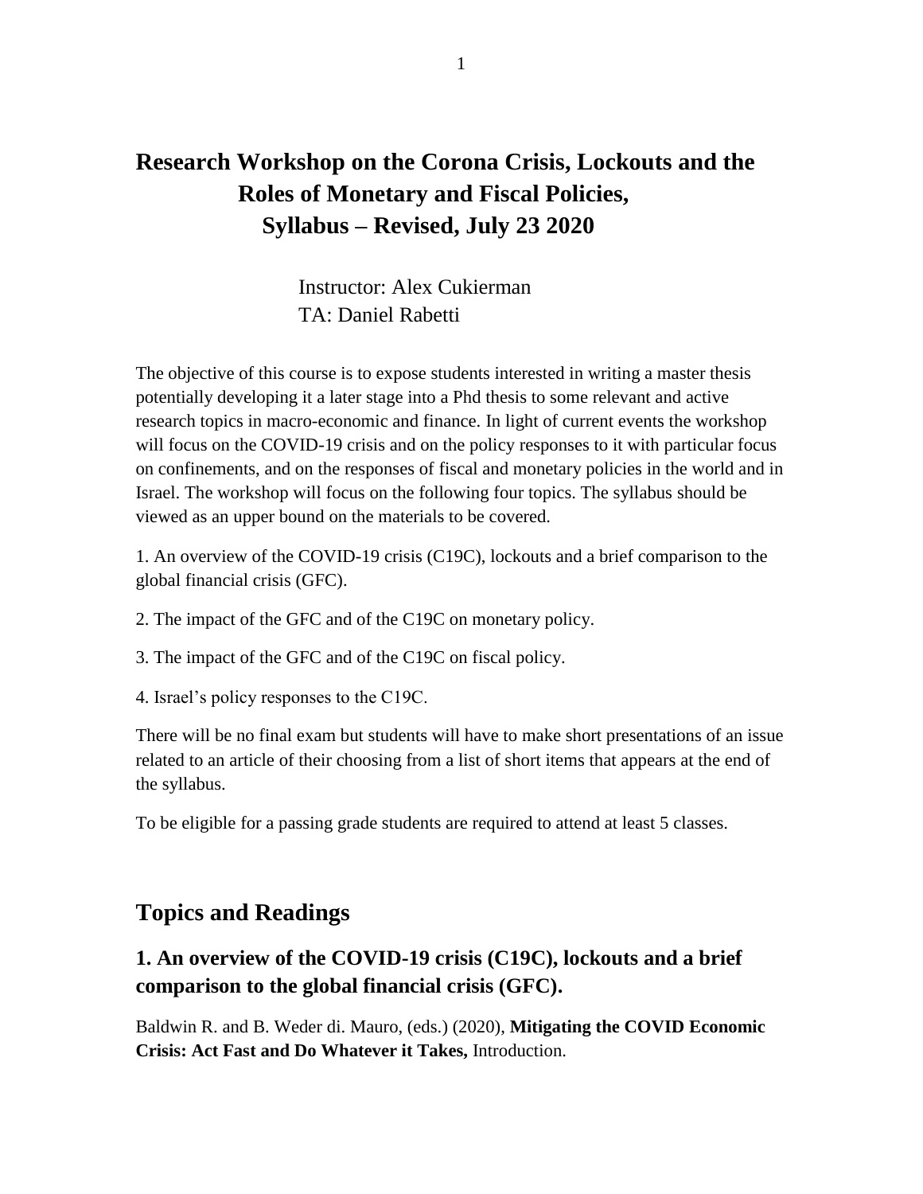# Research Workshop on the Corona Crisis, Lockouts and the Roles of Monetary and Fiscal Policies, Syllabus – Revised, July 23 2020

Instructor: Alex Cukierman
TA: Daniel Rabetti

The objective of this course is to expose students interested in writing a master thesis potentially developing it a later stage into a Phd thesis to some relevant and active research topics in macro-economic and finance. In light of current events the workshop will focus on the COVID-19 crisis and on the policy responses to it with particular focus on confinements, and on the responses of fiscal and monetary policies in the world and in Israel. The workshop will focus on the following four topics. The syllabus should be viewed as an upper bound on the materials to be covered.

1. An overview of the COVID-19 crisis (C19C), lockouts and a brief comparison to the global financial crisis (GFC).

2. The impact of the GFC and of the C19C on monetary policy.

3. The impact of the GFC and of the C19C on fiscal policy.

4. Israel's policy responses to the C19C.

There will be no final exam but students will have to make short presentations of an issue related to an article of their choosing from a list of short items that appears at the end of the syllabus.

To be eligible for a passing grade students are required to attend at least 5 classes.

## Topics and Readings

### 1. An overview of the COVID-19 crisis (C19C), lockouts and a brief comparison to the global financial crisis (GFC).

Baldwin R. and B. Weder di. Mauro, (eds.) (2020), **Mitigating the COVID Economic Crisis: Act Fast and Do Whatever it Takes,** Introduction.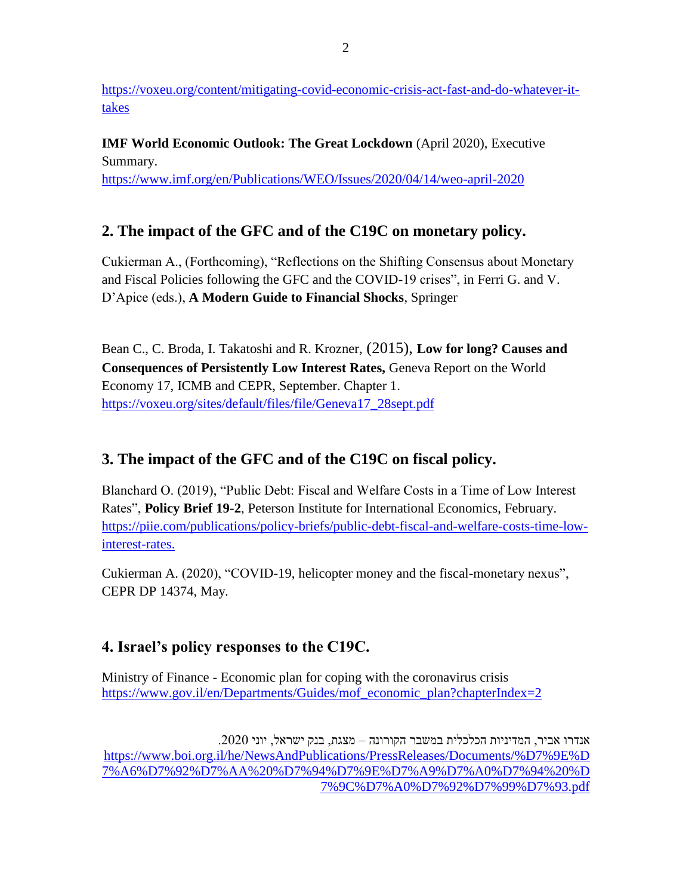https://voxeu.org/content/mitigating-covid-economic-crisis-act-fast-and-do-whatever-it-takes

**IMF World Economic Outlook: The Great Lockdown** (April 2020), Executive Summary.
https://www.imf.org/en/Publications/WEO/Issues/2020/04/14/weo-april-2020

## 2. The impact of the GFC and of the C19C on monetary policy.

Cukierman A., (Forthcoming), "Reflections on the Shifting Consensus about Monetary and Fiscal Policies following the GFC and the COVID-19 crises", in Ferri G. and V. D'Apice (eds.), **A Modern Guide to Financial Shocks**, Springer

Bean C., C. Broda, I. Takatoshi and R. Krozner, (2015), **Low for long? Causes and Consequences of Persistently Low Interest Rates,** Geneva Report on the World Economy 17, ICMB and CEPR, September. Chapter 1.
https://voxeu.org/sites/default/files/file/Geneva17_28sept.pdf

## 3. The impact of the GFC and of the C19C on fiscal policy.

Blanchard O. (2019), "Public Debt: Fiscal and Welfare Costs in a Time of Low Interest Rates", **Policy Brief 19-2**, Peterson Institute for International Economics, February.
https://piie.com/publications/policy-briefs/public-debt-fiscal-and-welfare-costs-time-low-interest-rates.

Cukierman A. (2020), "COVID-19, helicopter money and the fiscal-monetary nexus", CEPR DP 14374, May.

## 4. Israel's policy responses to the C19C.

Ministry of Finance - Economic plan for coping with the coronavirus crisis
https://www.gov.il/en/Departments/Guides/mof_economic_plan?chapterIndex=2

אנדרו אביר, המדיניות הכלכלית במשבר הקורונה – מצגת, בנק ישראל, יוני 2020.
https://www.boi.org.il/he/NewsAndPublications/PressReleases/Documents/%D7%9E%D7%A6%D7%92%D7%AA%20%D7%94%D7%9E%D7%A9%D7%A0%D7%94%20%D7%9C%D7%A0%D7%92%D7%99%D7%93.pdf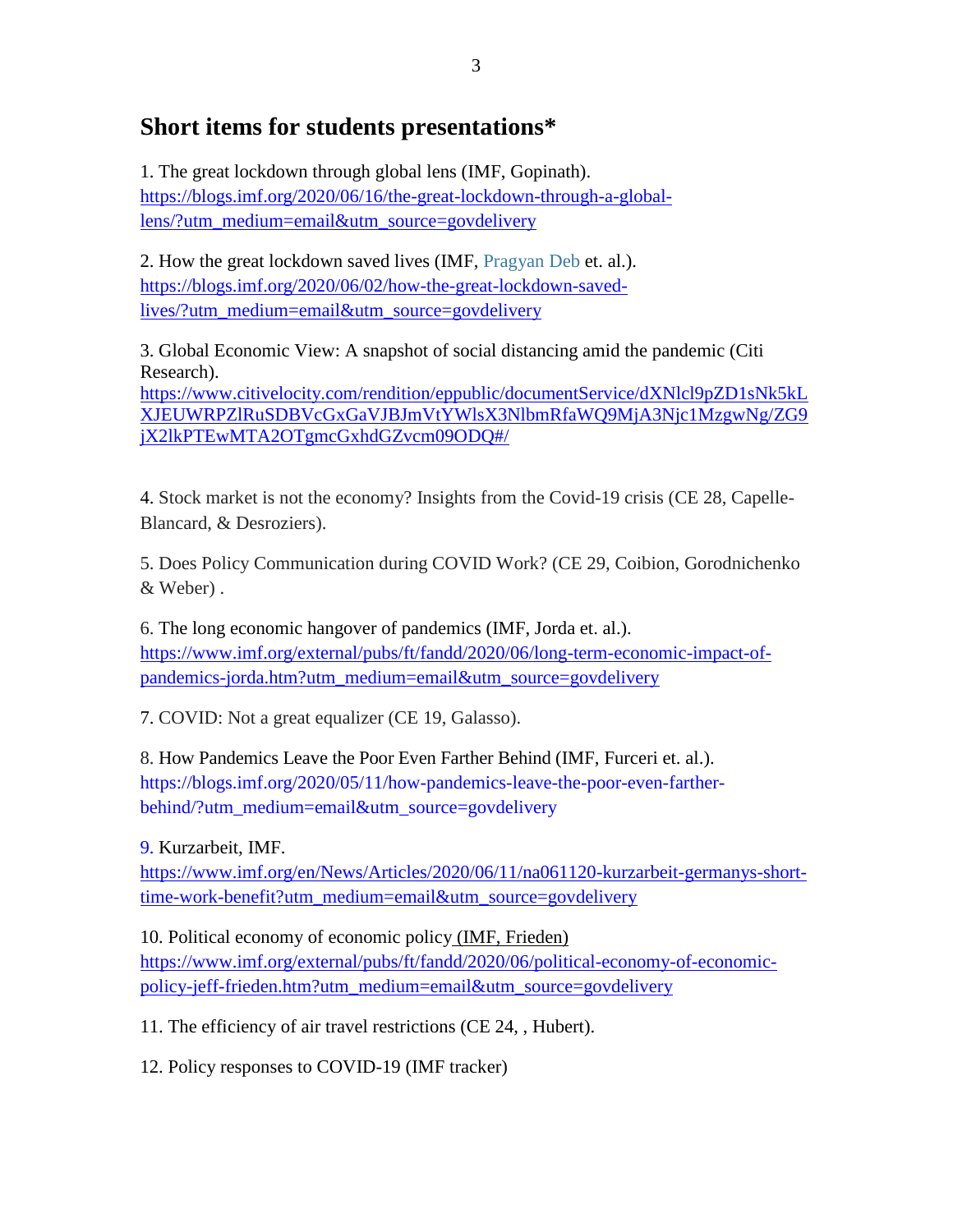## Short items for students presentations*

1. The great lockdown through global lens (IMF, Gopinath).
https://blogs.imf.org/2020/06/16/the-great-lockdown-through-a-global-lens/?utm_medium=email&utm_source=govdelivery

2. How the great lockdown saved lives (IMF, Pragyan Deb et. al.).
https://blogs.imf.org/2020/06/02/how-the-great-lockdown-saved-lives/?utm_medium=email&utm_source=govdelivery

3. Global Economic View: A snapshot of social distancing amid the pandemic (Citi Research).
https://www.citivelocity.com/rendition/eppublic/documentService/dXNlcl9pZD1sNk5kLXJEUWRPZlRuSDBVcGxGaVJBJmVtYWlsX3NlbmRfaWQ9MjA3Njc1MzgwNg/ZG9jX2lkPTEwMTA2OTgmcGxhdGZvcm09ODQ#/

4. Stock market is not the economy? Insights from the Covid-19 crisis (CE 28, Capelle-Blancard, & Desroziers).

5. Does Policy Communication during COVID Work? (CE 29, Coibion, Gorodnichenko & Weber) .

6. The long economic hangover of pandemics (IMF, Jorda et. al.).
https://www.imf.org/external/pubs/ft/fandd/2020/06/long-term-economic-impact-of-pandemics-jorda.htm?utm_medium=email&utm_source=govdelivery

7. COVID: Not a great equalizer (CE 19, Galasso).

8. How Pandemics Leave the Poor Even Farther Behind (IMF, Furceri et. al.).
https://blogs.imf.org/2020/05/11/how-pandemics-leave-the-poor-even-farther-behind/?utm_medium=email&utm_source=govdelivery

9. Kurzarbeit, IMF.
https://www.imf.org/en/News/Articles/2020/06/11/na061120-kurzarbeit-germanys-short-time-work-benefit?utm_medium=email&utm_source=govdelivery

10. Political economy of economic policy (IMF, Frieden)
https://www.imf.org/external/pubs/ft/fandd/2020/06/political-economy-of-economic-policy-jeff-frieden.htm?utm_medium=email&utm_source=govdelivery

11. The efficiency of air travel restrictions (CE 24, , Hubert).

12. Policy responses to COVID-19 (IMF tracker)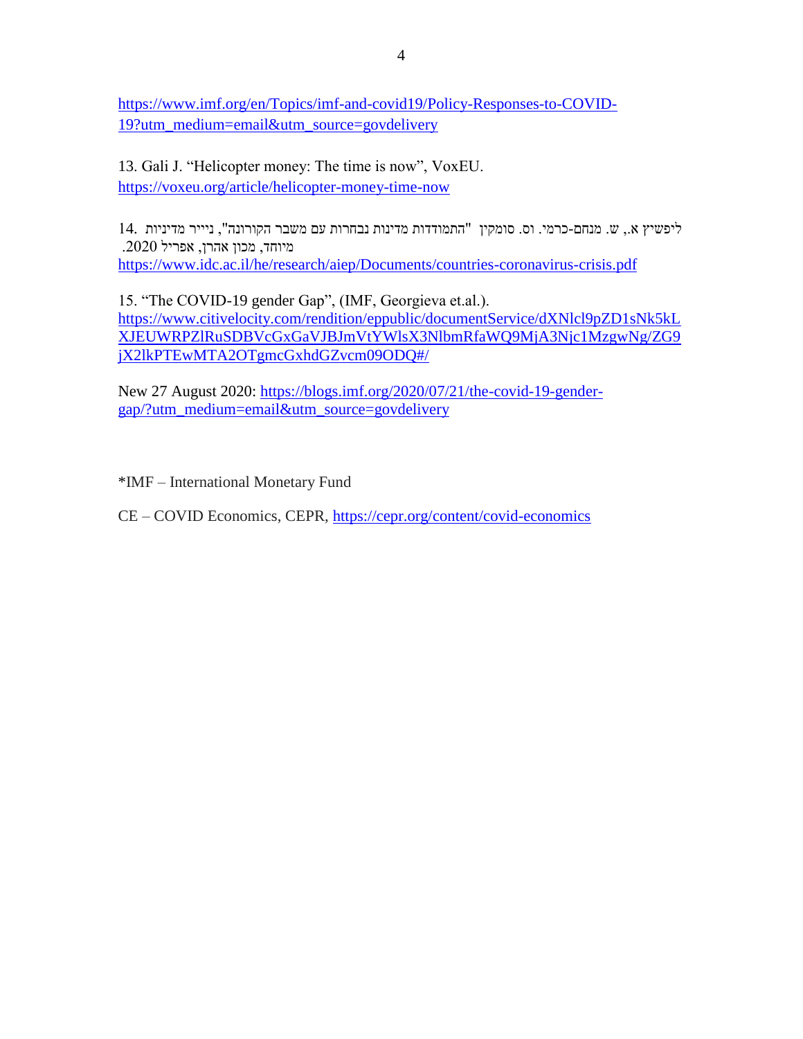https://www.imf.org/en/Topics/imf-and-covid19/Policy-Responses-to-COVID-19?utm_medium=email&utm_source=govdelivery

13. Gali J. "Helicopter money: The time is now", VoxEU. https://voxeu.org/article/helicopter-money-time-now

14. ליפשיץ א., ש. מנחם-כרמי. וס. סומקין "התמודדות מדינות נבחרות עם משבר הקורונה", נייר מדיניות מיוחד, מכון אהרן, אפריל 2020.
https://www.idc.ac.il/he/research/aiep/Documents/countries-coronavirus-crisis.pdf

15. "The COVID-19 gender Gap", (IMF, Georgieva et.al.).
https://www.citivelocity.com/rendition/eppublic/documentService/dXNlcl9pZD1sNk5kLXJEUWRPZlRuSDBVcGxGaVJBJmVtYWlsX3NlbmRfaWQ9MjA3Njc1MzgwNg/ZG9jX2lkPTEwMTA2OTgmcGxhdGZvcm09ODQ#/

New 27 August 2020: https://blogs.imf.org/2020/07/21/the-covid-19-gender-gap/?utm_medium=email&utm_source=govdelivery

*IMF – International Monetary Fund

CE – COVID Economics, CEPR, https://cepr.org/content/covid-economics